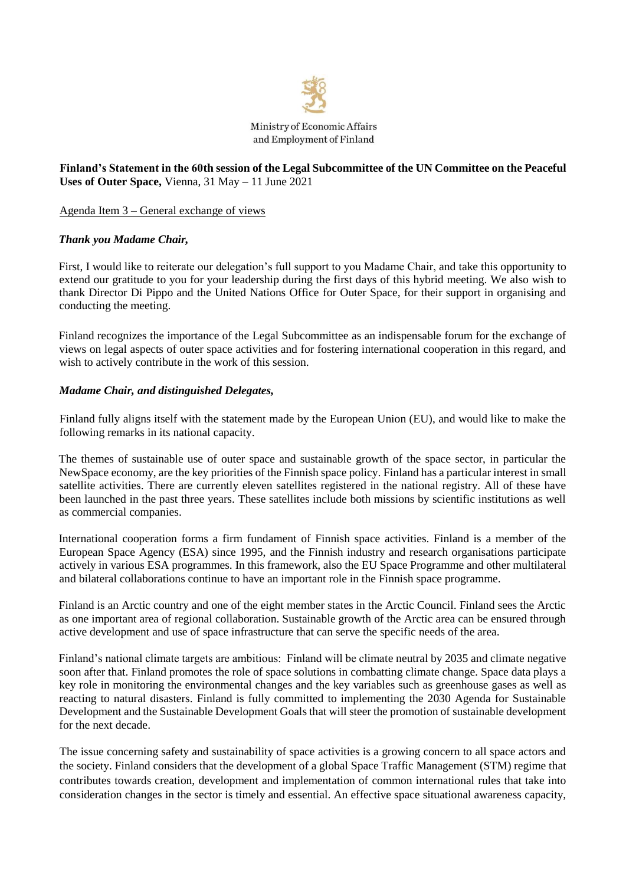Ministry of Economic Affairs and Employment of Finland

**Finland's Statement in the 60th session of the Legal Subcommittee of the UN Committee on the Peaceful Uses of Outer Space,** Vienna, 31 May – 11 June 2021

Agenda Item 3 – General exchange of views

***Thank you Madame Chair,***

First, I would like to reiterate our delegation's full support to you Madame Chair, and take this opportunity to extend our gratitude to you for your leadership during the first days of this hybrid meeting. We also wish to thank Director Di Pippo and the United Nations Office for Outer Space, for their support in organising and conducting the meeting.

Finland recognizes the importance of the Legal Subcommittee as an indispensable forum for the exchange of views on legal aspects of outer space activities and for fostering international cooperation in this regard, and wish to actively contribute in the work of this session.

***Madame Chair, and distinguished Delegates,***

Finland fully aligns itself with the statement made by the European Union (EU), and would like to make the following remarks in its national capacity.

The themes of sustainable use of outer space and sustainable growth of the space sector, in particular the NewSpace economy, are the key priorities of the Finnish space policy. Finland has a particular interest in small satellite activities. There are currently eleven satellites registered in the national registry. All of these have been launched in the past three years. These satellites include both missions by scientific institutions as well as commercial companies.

International cooperation forms a firm fundament of Finnish space activities. Finland is a member of the European Space Agency (ESA) since 1995, and the Finnish industry and research organisations participate actively in various ESA programmes. In this framework, also the EU Space Programme and other multilateral and bilateral collaborations continue to have an important role in the Finnish space programme.

Finland is an Arctic country and one of the eight member states in the Arctic Council. Finland sees the Arctic as one important area of regional collaboration. Sustainable growth of the Arctic area can be ensured through active development and use of space infrastructure that can serve the specific needs of the area.

Finland's national climate targets are ambitious: Finland will be climate neutral by 2035 and climate negative soon after that. Finland promotes the role of space solutions in combatting climate change. Space data plays a key role in monitoring the environmental changes and the key variables such as greenhouse gases as well as reacting to natural disasters. Finland is fully committed to implementing the 2030 Agenda for Sustainable Development and the Sustainable Development Goals that will steer the promotion of sustainable development for the next decade.

The issue concerning safety and sustainability of space activities is a growing concern to all space actors and the society. Finland considers that the development of a global Space Traffic Management (STM) regime that contributes towards creation, development and implementation of common international rules that take into consideration changes in the sector is timely and essential. An effective space situational awareness capacity,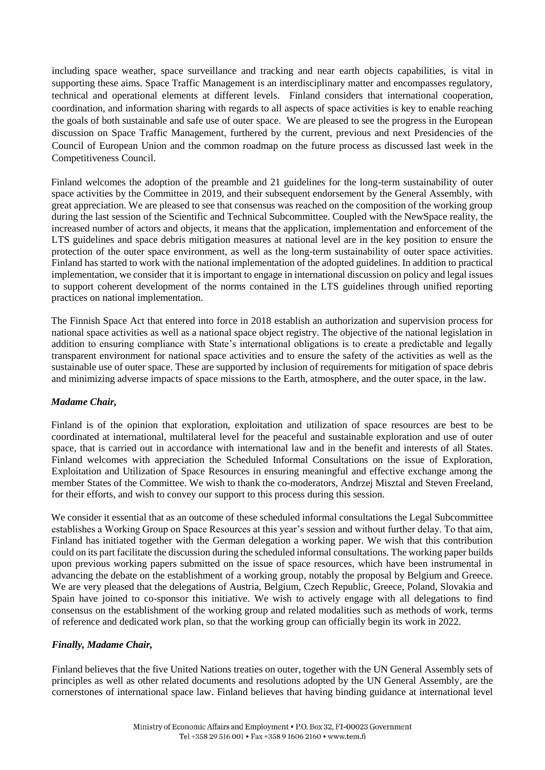including space weather, space surveillance and tracking and near earth objects capabilities, is vital in supporting these aims. Space Traffic Management is an interdisciplinary matter and encompasses regulatory, technical and operational elements at different levels. Finland considers that international cooperation, coordination, and information sharing with regards to all aspects of space activities is key to enable reaching the goals of both sustainable and safe use of outer space. We are pleased to see the progress in the European discussion on Space Traffic Management, furthered by the current, previous and next Presidencies of the Council of European Union and the common roadmap on the future process as discussed last week in the Competitiveness Council.

Finland welcomes the adoption of the preamble and 21 guidelines for the long-term sustainability of outer space activities by the Committee in 2019, and their subsequent endorsement by the General Assembly, with great appreciation. We are pleased to see that consensus was reached on the composition of the working group during the last session of the Scientific and Technical Subcommittee. Coupled with the NewSpace reality, the increased number of actors and objects, it means that the application, implementation and enforcement of the LTS guidelines and space debris mitigation measures at national level are in the key position to ensure the protection of the outer space environment, as well as the long-term sustainability of outer space activities. Finland has started to work with the national implementation of the adopted guidelines. In addition to practical implementation, we consider that it is important to engage in international discussion on policy and legal issues to support coherent development of the norms contained in the LTS guidelines through unified reporting practices on national implementation.

The Finnish Space Act that entered into force in 2018 establish an authorization and supervision process for national space activities as well as a national space object registry. The objective of the national legislation in addition to ensuring compliance with State's international obligations is to create a predictable and legally transparent environment for national space activities and to ensure the safety of the activities as well as the sustainable use of outer space. These are supported by inclusion of requirements for mitigation of space debris and minimizing adverse impacts of space missions to the Earth, atmosphere, and the outer space, in the law.

***Madame Chair,***

Finland is of the opinion that exploration, exploitation and utilization of space resources are best to be coordinated at international, multilateral level for the peaceful and sustainable exploration and use of outer space, that is carried out in accordance with international law and in the benefit and interests of all States. Finland welcomes with appreciation the Scheduled Informal Consultations on the issue of Exploration, Exploitation and Utilization of Space Resources in ensuring meaningful and effective exchange among the member States of the Committee. We wish to thank the co-moderators, Andrzej Misztal and Steven Freeland, for their efforts, and wish to convey our support to this process during this session.

We consider it essential that as an outcome of these scheduled informal consultations the Legal Subcommittee establishes a Working Group on Space Resources at this year's session and without further delay. To that aim, Finland has initiated together with the German delegation a working paper. We wish that this contribution could on its part facilitate the discussion during the scheduled informal consultations. The working paper builds upon previous working papers submitted on the issue of space resources, which have been instrumental in advancing the debate on the establishment of a working group, notably the proposal by Belgium and Greece. We are very pleased that the delegations of Austria, Belgium, Czech Republic, Greece, Poland, Slovakia and Spain have joined to co-sponsor this initiative. We wish to actively engage with all delegations to find consensus on the establishment of the working group and related modalities such as methods of work, terms of reference and dedicated work plan, so that the working group can officially begin its work in 2022.

***Finally, Madame Chair,***

Finland believes that the five United Nations treaties on outer, together with the UN General Assembly sets of principles as well as other related documents and resolutions adopted by the UN General Assembly, are the cornerstones of international space law. Finland believes that having binding guidance at international level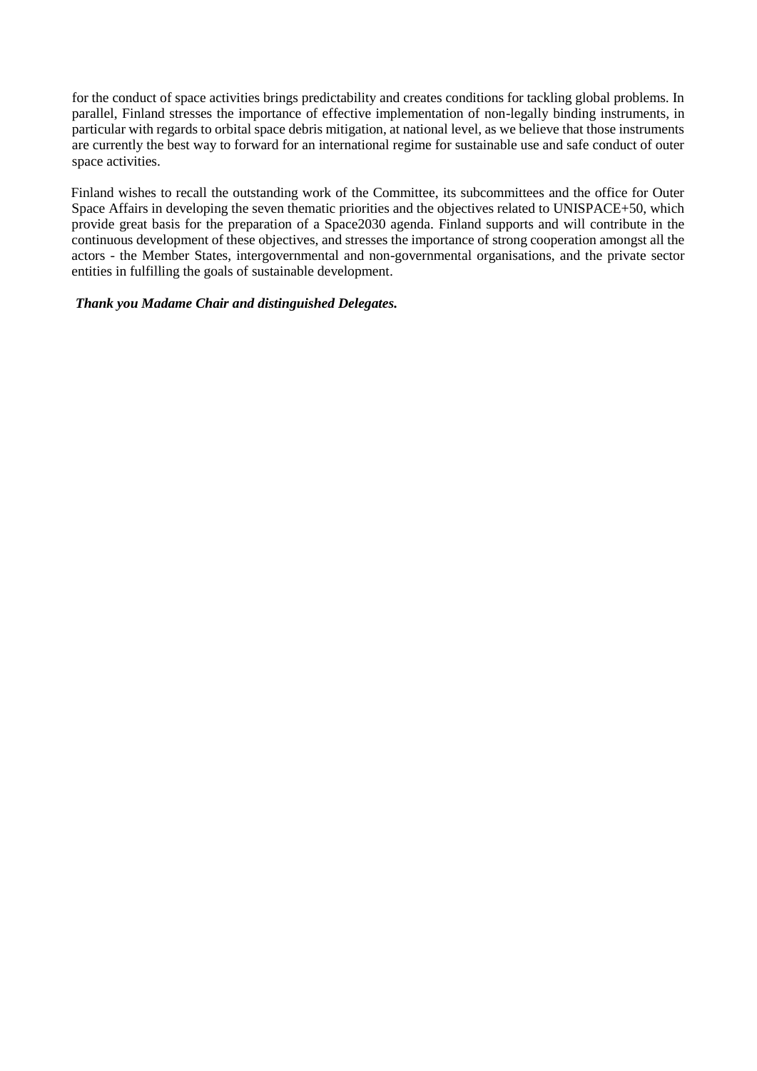for the conduct of space activities brings predictability and creates conditions for tackling global problems. In parallel, Finland stresses the importance of effective implementation of non-legally binding instruments, in particular with regards to orbital space debris mitigation, at national level, as we believe that those instruments are currently the best way to forward for an international regime for sustainable use and safe conduct of outer space activities.

Finland wishes to recall the outstanding work of the Committee, its subcommittees and the office for Outer Space Affairs in developing the seven thematic priorities and the objectives related to UNISPACE+50, which provide great basis for the preparation of a Space2030 agenda. Finland supports and will contribute in the continuous development of these objectives, and stresses the importance of strong cooperation amongst all the actors - the Member States, intergovernmental and non-governmental organisations, and the private sector entities in fulfilling the goals of sustainable development.

***Thank you Madame Chair and distinguished Delegates.***